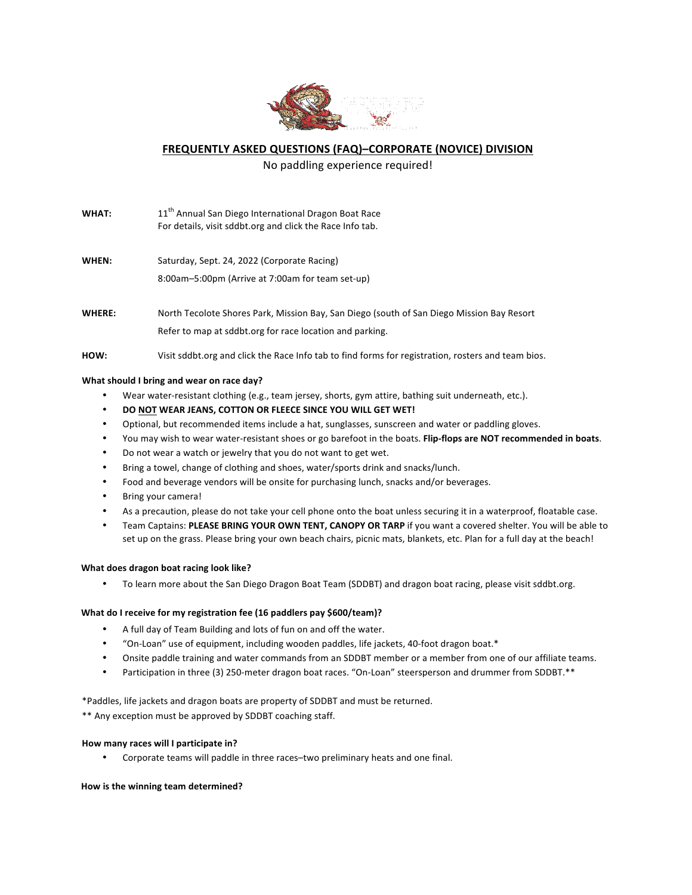# FREQUENTLY ASKED QUESTIONS (FAQ)–CORPORATE (NOVICE) DIVISION

No paddling experience required!

**WHAT:** 11th Annual San Diego International Dragon Boat Race
For details, visit sddbt.org and click the Race Info tab.

**WHEN:** Saturday, Sept. 24, 2022 (Corporate Racing)
8:00am–5:00pm (Arrive at 7:00am for team set-up)

**WHERE:** North Tecolote Shores Park, Mission Bay, San Diego (south of San Diego Mission Bay Resort
Refer to map at sddbt.org for race location and parking.

**HOW:** Visit sddbt.org and click the Race Info tab to find forms for registration, rosters and team bios.

**What should I bring and wear on race day?**

- Wear water-resistant clothing (e.g., team jersey, shorts, gym attire, bathing suit underneath, etc.).
- **DO NOT WEAR JEANS, COTTON OR FLEECE SINCE YOU WILL GET WET!**
- Optional, but recommended items include a hat, sunglasses, sunscreen and water or paddling gloves.
- You may wish to wear water-resistant shoes or go barefoot in the boats. **Flip-flops are NOT recommended in boats**.
- Do not wear a watch or jewelry that you do not want to get wet.
- Bring a towel, change of clothing and shoes, water/sports drink and snacks/lunch.
- Food and beverage vendors will be onsite for purchasing lunch, snacks and/or beverages.
- Bring your camera!
- As a precaution, please do not take your cell phone onto the boat unless securing it in a waterproof, floatable case.
- Team Captains: **PLEASE BRING YOUR OWN TENT, CANOPY OR TARP** if you want a covered shelter. You will be able to set up on the grass. Please bring your own beach chairs, picnic mats, blankets, etc. Plan for a full day at the beach!

**What does dragon boat racing look like?**

- To learn more about the San Diego Dragon Boat Team (SDDBT) and dragon boat racing, please visit sddbt.org.

**What do I receive for my registration fee (16 paddlers pay $600/team)?**

- A full day of Team Building and lots of fun on and off the water.
- "On-Loan" use of equipment, including wooden paddles, life jackets, 40-foot dragon boat.*
- Onsite paddle training and water commands from an SDDBT member or a member from one of our affiliate teams.
- Participation in three (3) 250-meter dragon boat races. "On-Loan" steersperson and drummer from SDDBT.**

*Paddles, life jackets and dragon boats are property of SDDBT and must be returned.

** Any exception must be approved by SDDBT coaching staff.

**How many races will I participate in?**

- Corporate teams will paddle in three races–two preliminary heats and one final.

**How is the winning team determined?**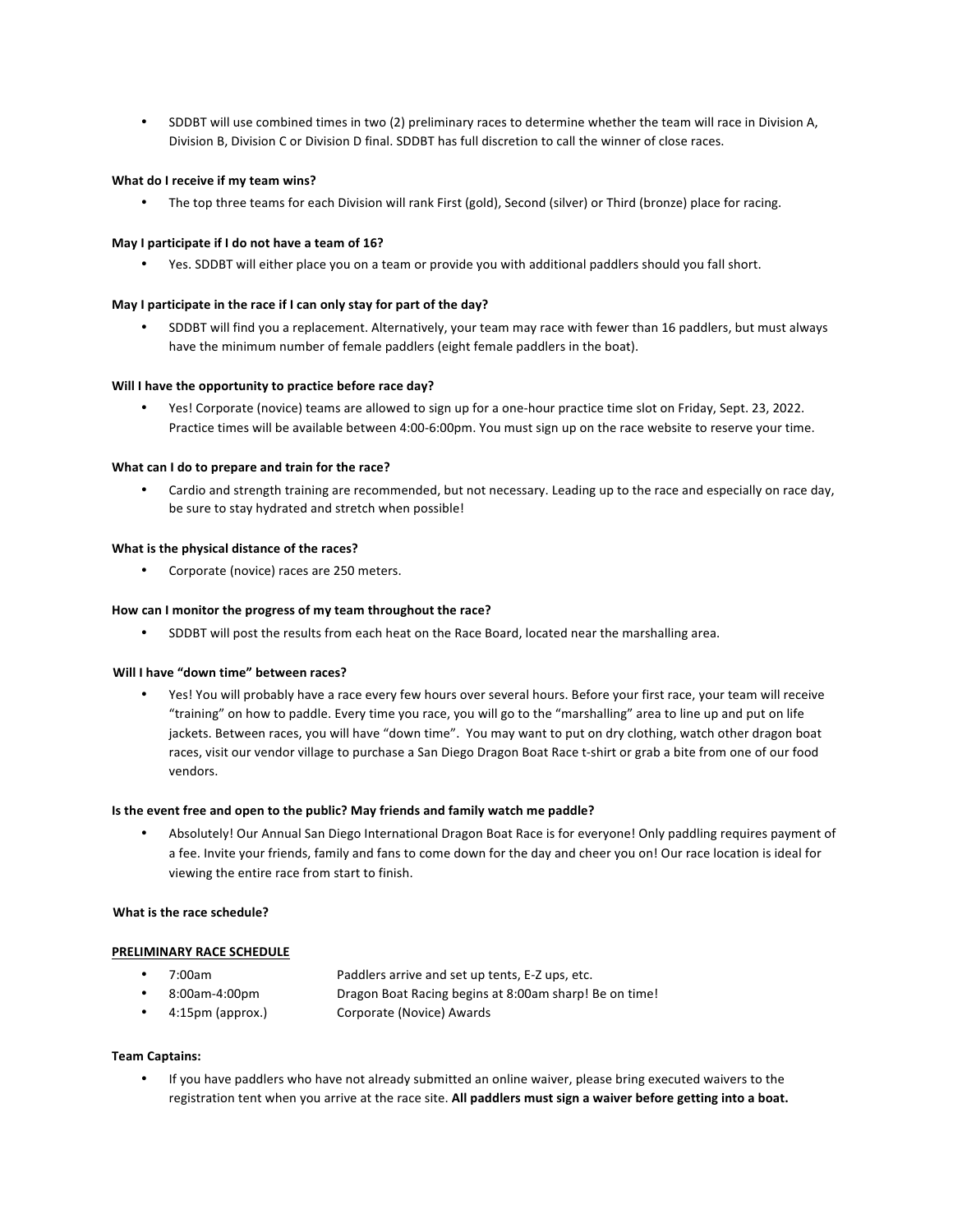- SDDBT will use combined times in two (2) preliminary races to determine whether the team will race in Division A, Division B, Division C or Division D final. SDDBT has full discretion to call the winner of close races.

**What do I receive if my team wins?**

- The top three teams for each Division will rank First (gold), Second (silver) or Third (bronze) place for racing.

**May I participate if I do not have a team of 16?**

- Yes. SDDBT will either place you on a team or provide you with additional paddlers should you fall short.

**May I participate in the race if I can only stay for part of the day?**

- SDDBT will find you a replacement. Alternatively, your team may race with fewer than 16 paddlers, but must always have the minimum number of female paddlers (eight female paddlers in the boat).

**Will I have the opportunity to practice before race day?**

- Yes! Corporate (novice) teams are allowed to sign up for a one-hour practice time slot on Friday, Sept. 23, 2022. Practice times will be available between 4:00-6:00pm. You must sign up on the race website to reserve your time.

**What can I do to prepare and train for the race?**

- Cardio and strength training are recommended, but not necessary. Leading up to the race and especially on race day, be sure to stay hydrated and stretch when possible!

**What is the physical distance of the races?**

- Corporate (novice) races are 250 meters.

**How can I monitor the progress of my team throughout the race?**

- SDDBT will post the results from each heat on the Race Board, located near the marshalling area.

**Will I have "down time" between races?**

- Yes! You will probably have a race every few hours over several hours. Before your first race, your team will receive "training" on how to paddle. Every time you race, you will go to the "marshalling" area to line up and put on life jackets. Between races, you will have "down time". You may want to put on dry clothing, watch other dragon boat races, visit our vendor village to purchase a San Diego Dragon Boat Race t-shirt or grab a bite from one of our food vendors.

**Is the event free and open to the public? May friends and family watch me paddle?**

- Absolutely! Our Annual San Diego International Dragon Boat Race is for everyone! Only paddling requires payment of a fee. Invite your friends, family and fans to come down for the day and cheer you on! Our race location is ideal for viewing the entire race from start to finish.

**What is the race schedule?**

**<u>PRELIMINARY RACE SCHEDULE</u>**

- 7:00am — Paddlers arrive and set up tents, E-Z ups, etc.
- 8:00am-4:00pm — Dragon Boat Racing begins at 8:00am sharp! Be on time!
- 4:15pm (approx.) — Corporate (Novice) Awards

**Team Captains:**

- If you have paddlers who have not already submitted an online waiver, please bring executed waivers to the registration tent when you arrive at the race site. **All paddlers must sign a waiver before getting into a boat.**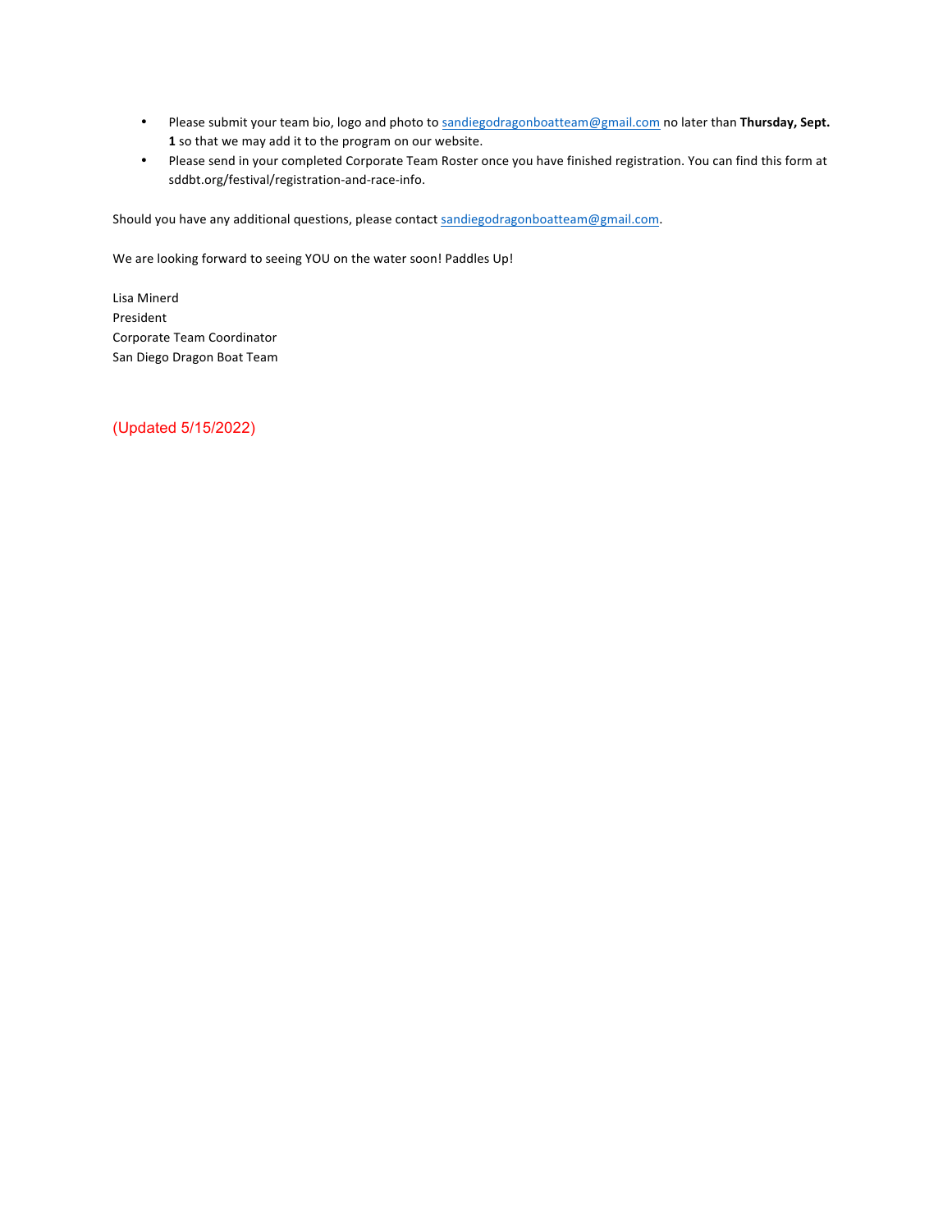- Please submit your team bio, logo and photo to sandiegodragonboatteam@gmail.com no later than **Thursday, Sept. 1** so that we may add it to the program on our website.
- Please send in your completed Corporate Team Roster once you have finished registration. You can find this form at sddbt.org/festival/registration-and-race-info.

Should you have any additional questions, please contact sandiegodragonboatteam@gmail.com.

We are looking forward to seeing YOU on the water soon! Paddles Up!

Lisa Minerd
President
Corporate Team Coordinator
San Diego Dragon Boat Team

(Updated 5/15/2022)